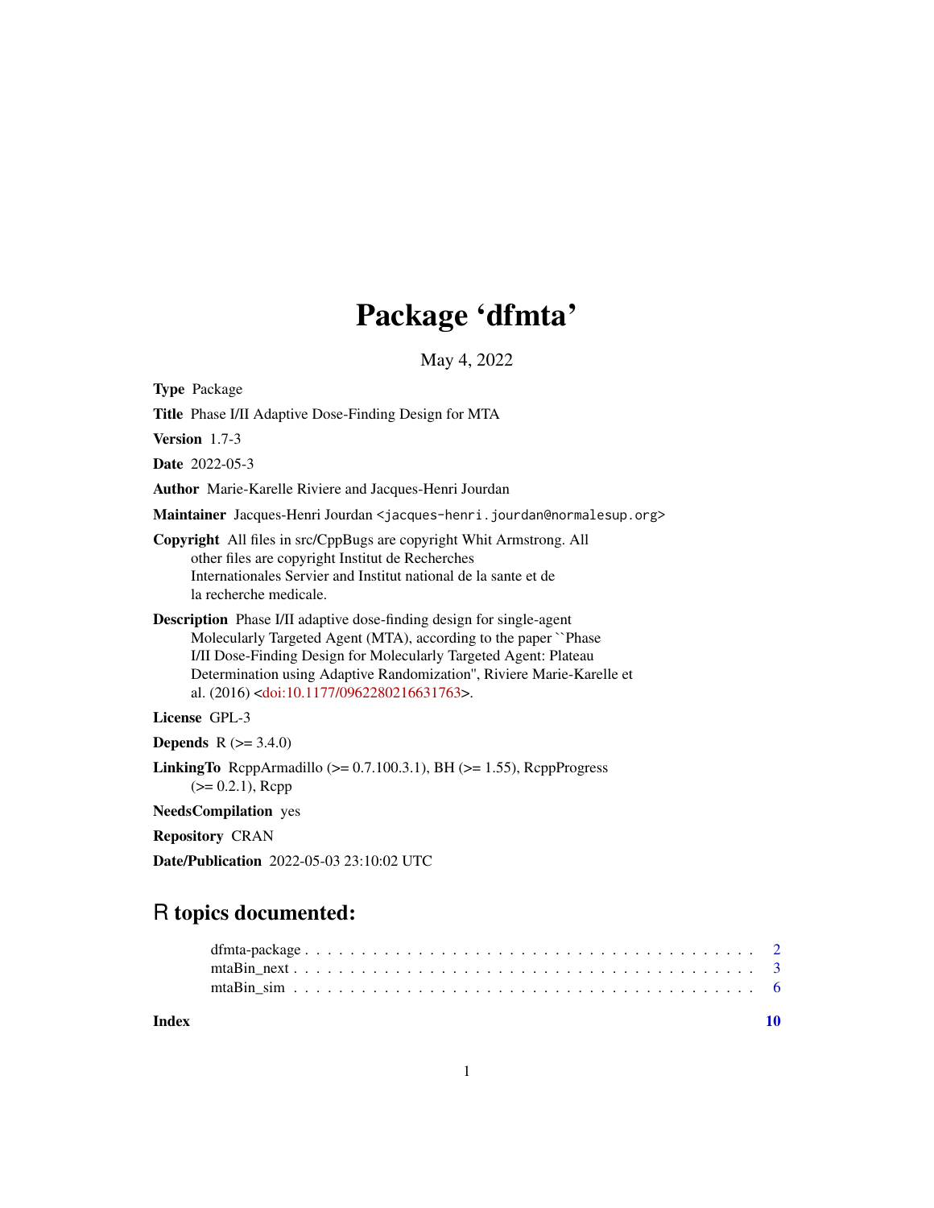# Package 'dfmta'

May 4, 2022

**Type** Package

**Title** Phase I/II Adaptive Dose-Finding Design for MTA

**Version** 1.7-3

**Date** 2022-05-3

**Author** Marie-Karelle Riviere and Jacques-Henri Jourdan

**Maintainer** Jacques-Henri Jourdan <jacques-henri.jourdan@normalesup.org>

**Copyright** All files in src/CppBugs are copyright Whit Armstrong. All other files are copyright Institut de Recherches Internationales Servier and Institut national de la sante et de la recherche medicale.

**Description** Phase I/II adaptive dose-finding design for single-agent Molecularly Targeted Agent (MTA), according to the paper ``Phase I/II Dose-Finding Design for Molecularly Targeted Agent: Plateau Determination using Adaptive Randomization'', Riviere Marie-Karelle et al. (2016) <doi:10.1177/0962280216631763>.

**License** GPL-3

**Depends** R (>= 3.4.0)

**LinkingTo** RcppArmadillo (>= 0.7.100.3.1), BH (>= 1.55), RcppProgress (>= 0.2.1), Rcpp

**NeedsCompilation** yes

**Repository** CRAN

**Date/Publication** 2022-05-03 23:10:02 UTC

## R topics documented:

dfmta-package . . . . . . . . . . . . . . . . . . . . . . . . . . . . . . . . . . . . . . 2
mtaBin_next . . . . . . . . . . . . . . . . . . . . . . . . . . . . . . . . . . . . . . . 3
mtaBin_sim . . . . . . . . . . . . . . . . . . . . . . . . . . . . . . . . . . . . . . . 6

**Index** **10**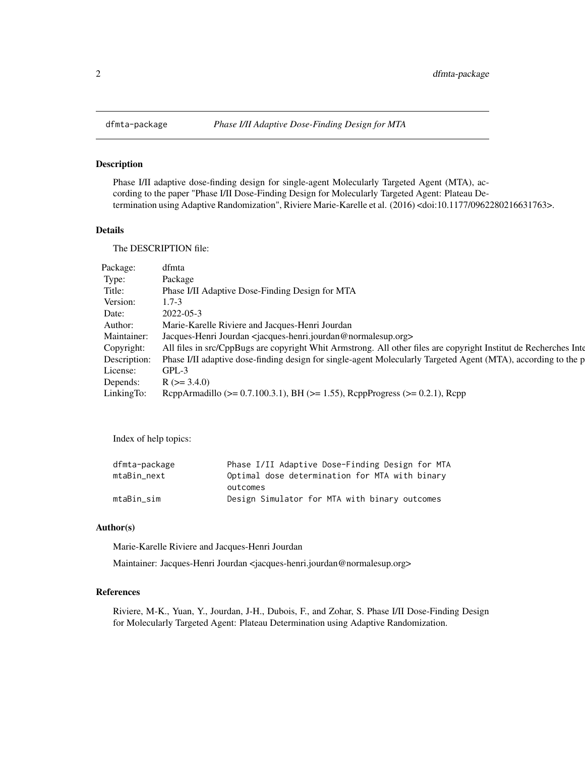`dfmta-package` *Phase I/II Adaptive Dose-Finding Design for MTA*

## Description

Phase I/II adaptive dose-finding design for single-agent Molecularly Targeted Agent (MTA), according to the paper "Phase I/II Dose-Finding Design for Molecularly Targeted Agent: Plateau Determination using Adaptive Randomization", Riviere Marie-Karelle et al. (2016) <doi:10.1177/0962280216631763>.

## Details

The DESCRIPTION file:

| | |
|---|---|
| Package: | dfmta |
| Type: | Package |
| Title: | Phase I/II Adaptive Dose-Finding Design for MTA |
| Version: | 1.7-3 |
| Date: | 2022-05-3 |
| Author: | Marie-Karelle Riviere and Jacques-Henri Jourdan |
| Maintainer: | Jacques-Henri Jourdan <jacques-henri.jourdan@normalesup.org> |
| Copyright: | All files in src/CppBugs are copyright Whit Armstrong. All other files are copyright Institut de Recherches Inte |
| Description: | Phase I/II adaptive dose-finding design for single-agent Molecularly Targeted Agent (MTA), according to the p |
| License: | GPL-3 |
| Depends: | R (>= 3.4.0) |
| LinkingTo: | RcppArmadillo (>= 0.7.100.3.1), BH (>= 1.55), RcppProgress (>= 0.2.1), Rcpp |

Index of help topics:

```
dfmta-package           Phase I/II Adaptive Dose-Finding Design for MTA
mtaBin_next             Optimal dose determination for MTA with binary
                        outcomes
mtaBin_sim              Design Simulator for MTA with binary outcomes
```

## Author(s)

Marie-Karelle Riviere and Jacques-Henri Jourdan

Maintainer: Jacques-Henri Jourdan <jacques-henri.jourdan@normalesup.org>

## References

Riviere, M-K., Yuan, Y., Jourdan, J-H., Dubois, F., and Zohar, S. Phase I/II Dose-Finding Design for Molecularly Targeted Agent: Plateau Determination using Adaptive Randomization.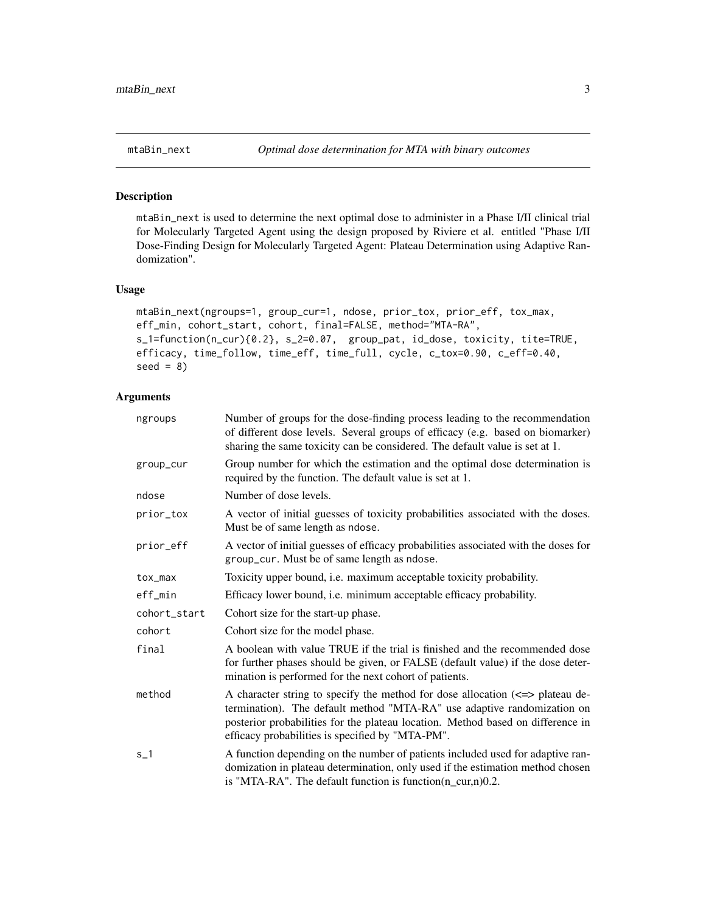mtaBin_next *Optimal dose determination for MTA with binary outcomes*

## Description

mtaBin_next is used to determine the next optimal dose to administer in a Phase I/II clinical trial for Molecularly Targeted Agent using the design proposed by Riviere et al. entitled "Phase I/II Dose-Finding Design for Molecularly Targeted Agent: Plateau Determination using Adaptive Randomization".

## Usage

```
mtaBin_next(ngroups=1, group_cur=1, ndose, prior_tox, prior_eff, tox_max,
eff_min, cohort_start, cohort, final=FALSE, method="MTA-RA",
s_1=function(n_cur){0.2}, s_2=0.07,  group_pat, id_dose, toxicity, tite=TRUE,
efficacy, time_follow, time_eff, time_full, cycle, c_tox=0.90, c_eff=0.40,
seed = 8)
```

## Arguments

| | |
|---|---|
| ngroups | Number of groups for the dose-finding process leading to the recommendation of different dose levels. Several groups of efficacy (e.g. based on biomarker) sharing the same toxicity can be considered. The default value is set at 1. |
| group_cur | Group number for which the estimation and the optimal dose determination is required by the function. The default value is set at 1. |
| ndose | Number of dose levels. |
| prior_tox | A vector of initial guesses of toxicity probabilities associated with the doses. Must be of same length as ndose. |
| prior_eff | A vector of initial guesses of efficacy probabilities associated with the doses for group_cur. Must be of same length as ndose. |
| tox_max | Toxicity upper bound, i.e. maximum acceptable toxicity probability. |
| eff_min | Efficacy lower bound, i.e. minimum acceptable efficacy probability. |
| cohort_start | Cohort size for the start-up phase. |
| cohort | Cohort size for the model phase. |
| final | A boolean with value TRUE if the trial is finished and the recommended dose for further phases should be given, or FALSE (default value) if the dose determination is performed for the next cohort of patients. |
| method | A character string to specify the method for dose allocation (<=> plateau determination). The default method "MTA-RA" use adaptive randomization on posterior probabilities for the plateau location. Method based on difference in efficacy probabilities is specified by "MTA-PM". |
| s_1 | A function depending on the number of patients included used for adaptive randomization in plateau determination, only used if the estimation method chosen is "MTA-RA". The default function is function(n_cur,n)0.2. |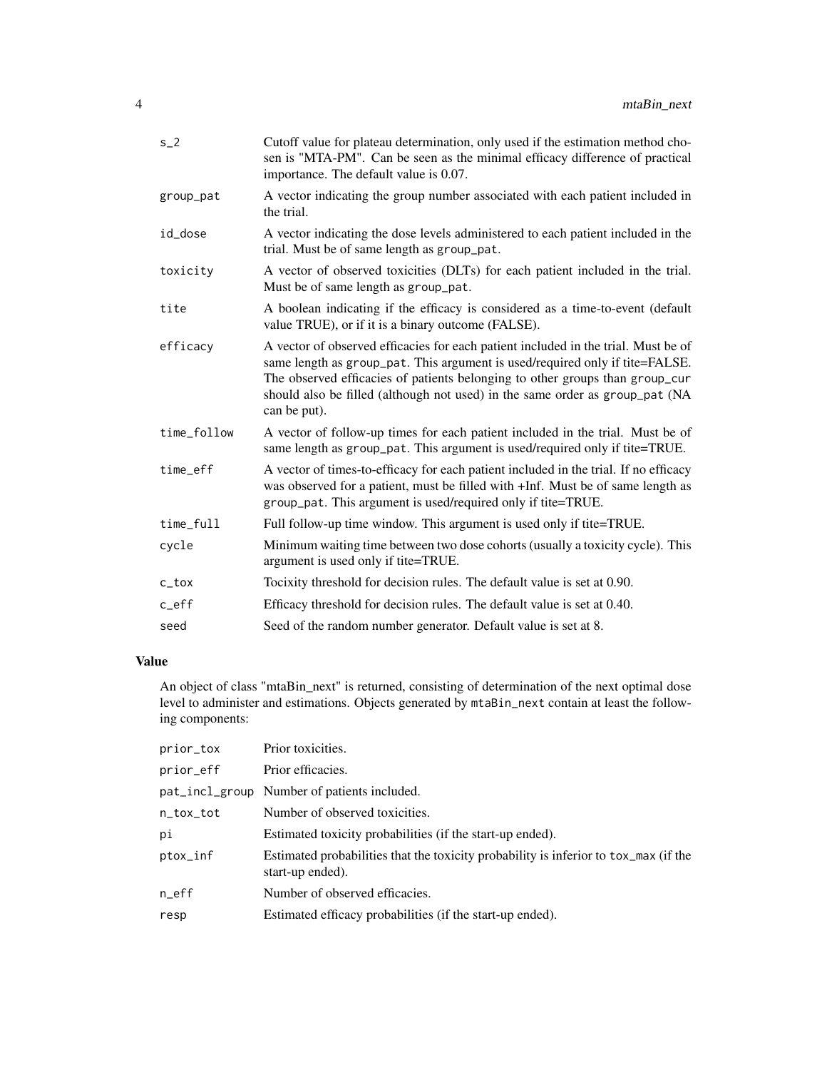| | |
|---|---|
| s_2 | Cutoff value for plateau determination, only used if the estimation method chosen is "MTA-PM". Can be seen as the minimal efficacy difference of practical importance. The default value is 0.07. |
| group_pat | A vector indicating the group number associated with each patient included in the trial. |
| id_dose | A vector indicating the dose levels administered to each patient included in the trial. Must be of same length as group_pat. |
| toxicity | A vector of observed toxicities (DLTs) for each patient included in the trial. Must be of same length as group_pat. |
| tite | A boolean indicating if the efficacy is considered as a time-to-event (default value TRUE), or if it is a binary outcome (FALSE). |
| efficacy | A vector of observed efficacies for each patient included in the trial. Must be of same length as group_pat. This argument is used/required only if tite=FALSE. The observed efficacies of patients belonging to other groups than group_cur should also be filled (although not used) in the same order as group_pat (NA can be put). |
| time_follow | A vector of follow-up times for each patient included in the trial. Must be of same length as group_pat. This argument is used/required only if tite=TRUE. |
| time_eff | A vector of times-to-efficacy for each patient included in the trial. If no efficacy was observed for a patient, must be filled with +Inf. Must be of same length as group_pat. This argument is used/required only if tite=TRUE. |
| time_full | Full follow-up time window. This argument is used only if tite=TRUE. |
| cycle | Minimum waiting time between two dose cohorts (usually a toxicity cycle). This argument is used only if tite=TRUE. |
| c_tox | Tocixity threshold for decision rules. The default value is set at 0.90. |
| c_eff | Efficacy threshold for decision rules. The default value is set at 0.40. |
| seed | Seed of the random number generator. Default value is set at 8. |

### Value

An object of class "mtaBin_next" is returned, consisting of determination of the next optimal dose level to administer and estimations. Objects generated by mtaBin_next contain at least the following components:

| | |
|---|---|
| prior_tox | Prior toxicities. |
| prior_eff | Prior efficacies. |
| pat_incl_group | Number of patients included. |
| n_tox_tot | Number of observed toxicities. |
| pi | Estimated toxicity probabilities (if the start-up ended). |
| ptox_inf | Estimated probabilities that the toxicity probability is inferior to tox_max (if the start-up ended). |
| n_eff | Number of observed efficacies. |
| resp | Estimated efficacy probabilities (if the start-up ended). |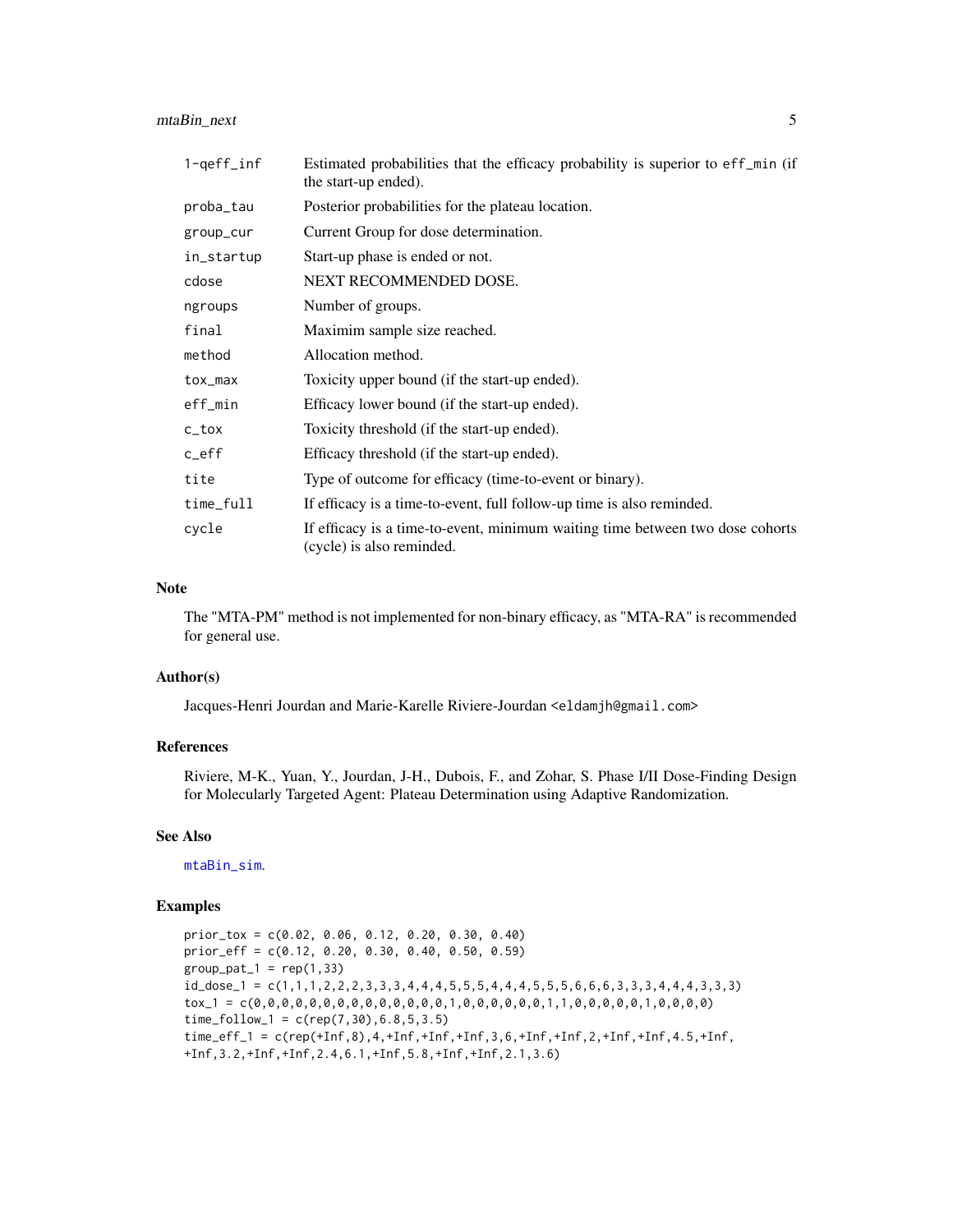| | |
|---|---|
| 1-qeff_inf | Estimated probabilities that the efficacy probability is superior to eff_min (if the start-up ended). |
| proba_tau | Posterior probabilities for the plateau location. |
| group_cur | Current Group for dose determination. |
| in_startup | Start-up phase is ended or not. |
| cdose | NEXT RECOMMENDED DOSE. |
| ngroups | Number of groups. |
| final | Maximim sample size reached. |
| method | Allocation method. |
| tox_max | Toxicity upper bound (if the start-up ended). |
| eff_min | Efficacy lower bound (if the start-up ended). |
| c_tox | Toxicity threshold (if the start-up ended). |
| c_eff | Efficacy threshold (if the start-up ended). |
| tite | Type of outcome for efficacy (time-to-event or binary). |
| time_full | If efficacy is a time-to-event, full follow-up time is also reminded. |
| cycle | If efficacy is a time-to-event, minimum waiting time between two dose cohorts (cycle) is also reminded. |

## Note

The "MTA-PM" method is not implemented for non-binary efficacy, as "MTA-RA" is recommended for general use.

## Author(s)

Jacques-Henri Jourdan and Marie-Karelle Riviere-Jourdan <eldamjh@gmail.com>

## References

Riviere, M-K., Yuan, Y., Jourdan, J-H., Dubois, F., and Zohar, S. Phase I/II Dose-Finding Design for Molecularly Targeted Agent: Plateau Determination using Adaptive Randomization.

## See Also

mtaBin_sim.

## Examples

```
prior_tox = c(0.02, 0.06, 0.12, 0.20, 0.30, 0.40)
prior_eff = c(0.12, 0.20, 0.30, 0.40, 0.50, 0.59)
group_pat_1 = rep(1,33)
id_dose_1 = c(1,1,1,2,2,2,3,3,3,4,4,4,5,5,5,4,4,4,5,5,5,6,6,6,3,3,3,4,4,4,3,3,3)
tox_1 = c(0,0,0,0,0,0,0,0,0,0,0,0,0,0,1,0,0,0,0,0,0,1,1,0,0,0,0,0,1,0,0,0,0)
time_follow_1 = c(rep(7,30),6.8,5,3.5)
time_eff_1 = c(rep(+Inf,8),4,+Inf,+Inf,+Inf,3,6,+Inf,+Inf,2,+Inf,+Inf,4.5,+Inf,
+Inf,3.2,+Inf,+Inf,2.4,6.1,+Inf,5.8,+Inf,+Inf,2.1,3.6)
```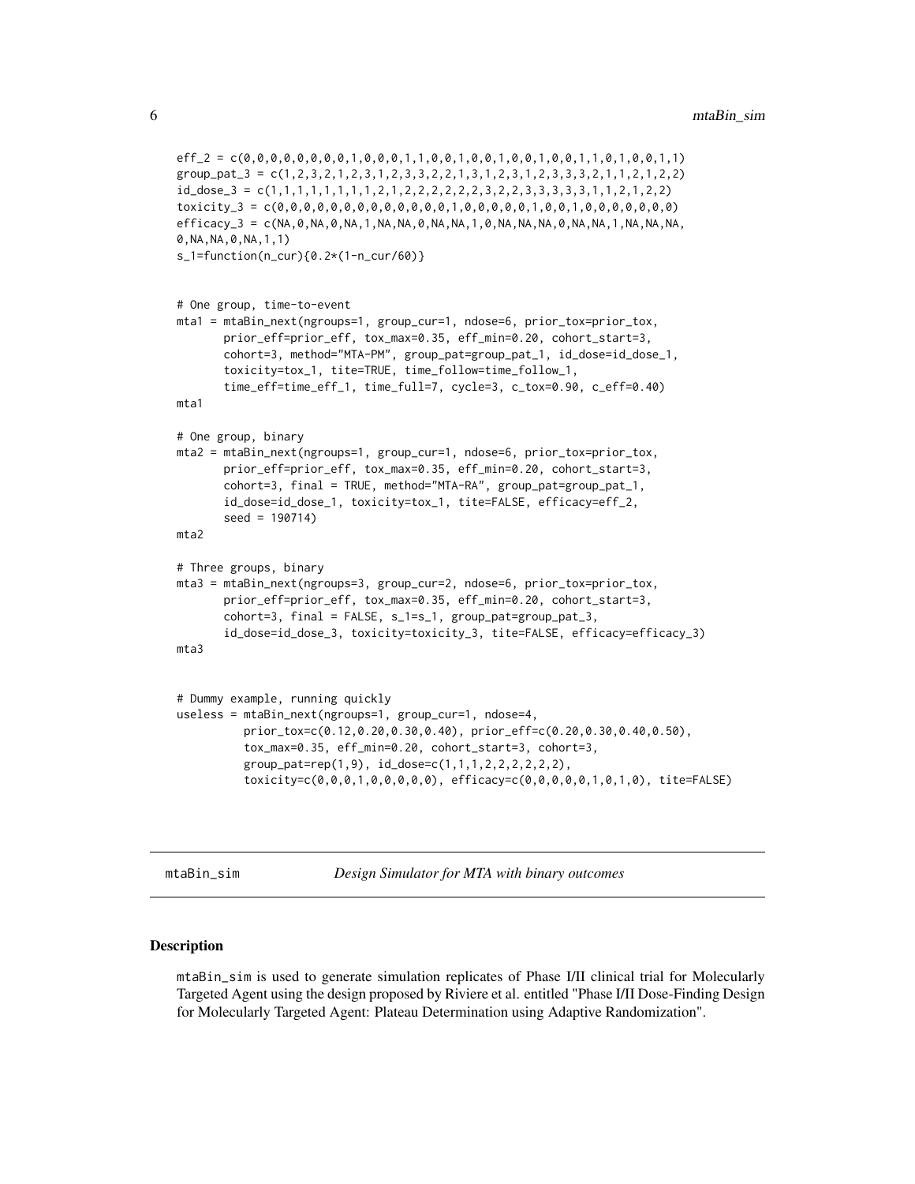```
eff_2 = c(0,0,0,0,0,0,0,0,1,0,0,0,1,1,0,0,1,0,0,1,0,0,1,0,0,1,1,0,1,0,0,1,1)
group_pat_3 = c(1,2,3,2,1,2,3,1,2,3,3,2,2,1,3,1,2,3,1,2,3,3,3,2,1,1,2,1,2,2)
id_dose_3 = c(1,1,1,1,1,1,1,1,2,1,2,2,2,2,2,2,3,2,2,3,3,3,3,3,1,1,2,1,2,2)
toxicity_3 = c(0,0,0,0,0,0,0,0,0,0,0,0,0,1,0,0,0,0,0,1,0,0,1,0,0,0,0,0,0,0)
efficacy_3 = c(NA,0,NA,0,NA,1,NA,NA,0,NA,NA,1,0,NA,NA,NA,0,NA,NA,1,NA,NA,NA,
0,NA,NA,0,NA,1,1)
s_1=function(n_cur){0.2*(1-n_cur/60)}


# One group, time-to-event
mta1 = mtaBin_next(ngroups=1, group_cur=1, ndose=6, prior_tox=prior_tox,
       prior_eff=prior_eff, tox_max=0.35, eff_min=0.20, cohort_start=3,
       cohort=3, method="MTA-PM", group_pat=group_pat_1, id_dose=id_dose_1,
       toxicity=tox_1, tite=TRUE, time_follow=time_follow_1,
       time_eff=time_eff_1, time_full=7, cycle=3, c_tox=0.90, c_eff=0.40)
mta1

# One group, binary
mta2 = mtaBin_next(ngroups=1, group_cur=1, ndose=6, prior_tox=prior_tox,
       prior_eff=prior_eff, tox_max=0.35, eff_min=0.20, cohort_start=3,
       cohort=3, final = TRUE, method="MTA-RA", group_pat=group_pat_1,
       id_dose=id_dose_1, toxicity=tox_1, tite=FALSE, efficacy=eff_2,
       seed = 190714)
mta2

# Three groups, binary
mta3 = mtaBin_next(ngroups=3, group_cur=2, ndose=6, prior_tox=prior_tox,
       prior_eff=prior_eff, tox_max=0.35, eff_min=0.20, cohort_start=3,
       cohort=3, final = FALSE, s_1=s_1, group_pat=group_pat_3,
       id_dose=id_dose_3, toxicity=toxicity_3, tite=FALSE, efficacy=efficacy_3)
mta3


# Dummy example, running quickly
useless = mtaBin_next(ngroups=1, group_cur=1, ndose=4,
          prior_tox=c(0.12,0.20,0.30,0.40), prior_eff=c(0.20,0.30,0.40,0.50),
          tox_max=0.35, eff_min=0.20, cohort_start=3, cohort=3,
          group_pat=rep(1,9), id_dose=c(1,1,1,2,2,2,2,2,2),
          toxicity=c(0,0,0,1,0,0,0,0,0), efficacy=c(0,0,0,0,0,1,0,1,0), tite=FALSE)
```

## mtaBin_sim — *Design Simulator for MTA with binary outcomes*

### Description

mtaBin_sim is used to generate simulation replicates of Phase I/II clinical trial for Molecularly Targeted Agent using the design proposed by Riviere et al. entitled "Phase I/II Dose-Finding Design for Molecularly Targeted Agent: Plateau Determination using Adaptive Randomization".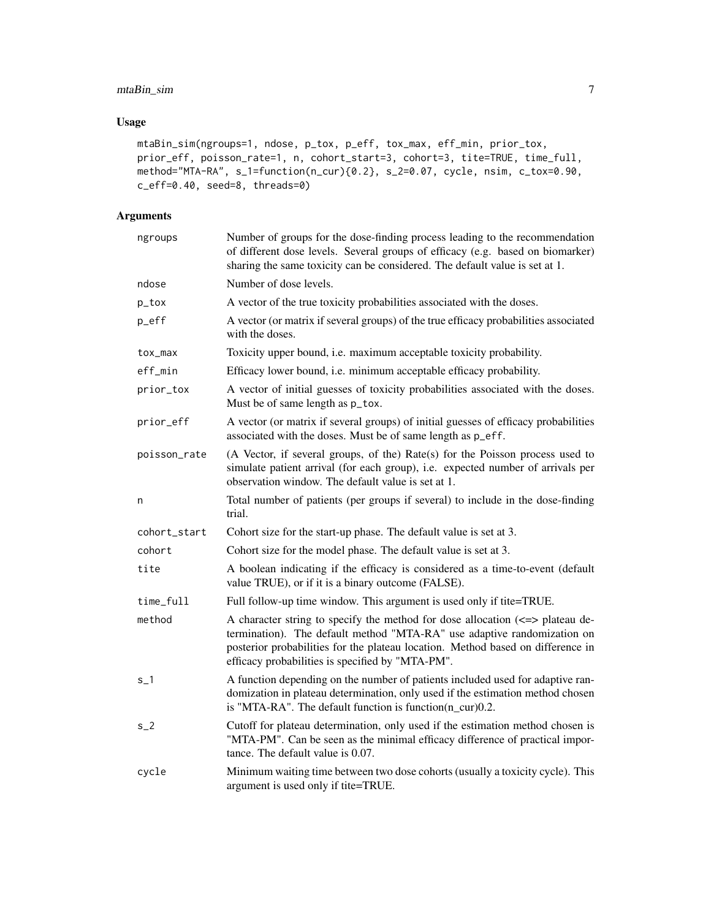## Usage

```
mtaBin_sim(ngroups=1, ndose, p_tox, p_eff, tox_max, eff_min, prior_tox,
prior_eff, poisson_rate=1, n, cohort_start=3, cohort=3, tite=TRUE, time_full,
method="MTA-RA", s_1=function(n_cur){0.2}, s_2=0.07, cycle, nsim, c_tox=0.90,
c_eff=0.40, seed=8, threads=0)
```

## Arguments

| | |
|---|---|
| `ngroups` | Number of groups for the dose-finding process leading to the recommendation of different dose levels. Several groups of efficacy (e.g. based on biomarker) sharing the same toxicity can be considered. The default value is set at 1. |
| `ndose` | Number of dose levels. |
| `p_tox` | A vector of the true toxicity probabilities associated with the doses. |
| `p_eff` | A vector (or matrix if several groups) of the true efficacy probabilities associated with the doses. |
| `tox_max` | Toxicity upper bound, i.e. maximum acceptable toxicity probability. |
| `eff_min` | Efficacy lower bound, i.e. minimum acceptable efficacy probability. |
| `prior_tox` | A vector of initial guesses of toxicity probabilities associated with the doses. Must be of same length as `p_tox`. |
| `prior_eff` | A vector (or matrix if several groups) of initial guesses of efficacy probabilities associated with the doses. Must be of same length as `p_eff`. |
| `poisson_rate` | (A Vector, if several groups, of the) Rate(s) for the Poisson process used to simulate patient arrival (for each group), i.e. expected number of arrivals per observation window. The default value is set at 1. |
| `n` | Total number of patients (per groups if several) to include in the dose-finding trial. |
| `cohort_start` | Cohort size for the start-up phase. The default value is set at 3. |
| `cohort` | Cohort size for the model phase. The default value is set at 3. |
| `tite` | A boolean indicating if the efficacy is considered as a time-to-event (default value TRUE), or if it is a binary outcome (FALSE). |
| `time_full` | Full follow-up time window. This argument is used only if tite=TRUE. |
| `method` | A character string to specify the method for dose allocation (<=> plateau determination). The default method "MTA-RA" use adaptive randomization on posterior probabilities for the plateau location. Method based on difference in efficacy probabilities is specified by "MTA-PM". |
| `s_1` | A function depending on the number of patients included used for adaptive randomization in plateau determination, only used if the estimation method chosen is "MTA-RA". The default function is function(n_cur)0.2. |
| `s_2` | Cutoff for plateau determination, only used if the estimation method chosen is "MTA-PM". Can be seen as the minimal efficacy difference of practical importance. The default value is 0.07. |
| `cycle` | Minimum waiting time between two dose cohorts (usually a toxicity cycle). This argument is used only if tite=TRUE. |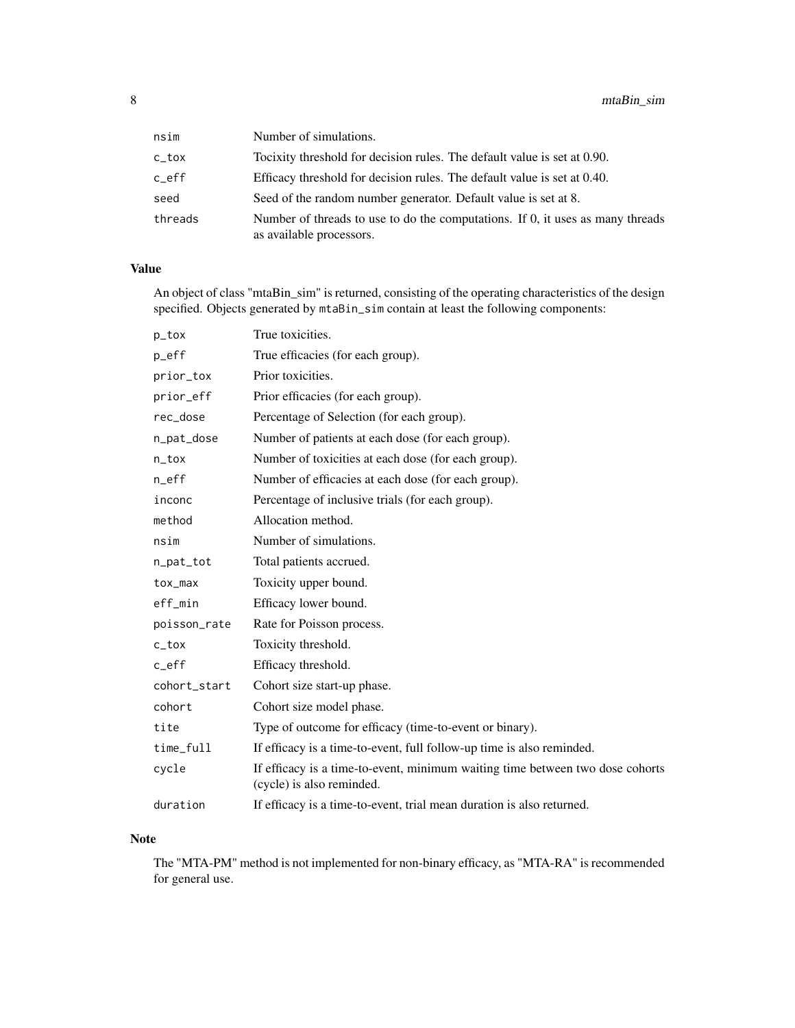| | |
|---|---|
| nsim | Number of simulations. |
| c_tox | Tocixity threshold for decision rules. The default value is set at 0.90. |
| c_eff | Efficacy threshold for decision rules. The default value is set at 0.40. |
| seed | Seed of the random number generator. Default value is set at 8. |
| threads | Number of threads to use to do the computations. If 0, it uses as many threads as available processors. |

### Value

An object of class "mtaBin_sim" is returned, consisting of the operating characteristics of the design specified. Objects generated by mtaBin_sim contain at least the following components:

| | |
|---|---|
| p_tox | True toxicities. |
| p_eff | True efficacies (for each group). |
| prior_tox | Prior toxicities. |
| prior_eff | Prior efficacies (for each group). |
| rec_dose | Percentage of Selection (for each group). |
| n_pat_dose | Number of patients at each dose (for each group). |
| n_tox | Number of toxicities at each dose (for each group). |
| n_eff | Number of efficacies at each dose (for each group). |
| inconc | Percentage of inclusive trials (for each group). |
| method | Allocation method. |
| nsim | Number of simulations. |
| n_pat_tot | Total patients accrued. |
| tox_max | Toxicity upper bound. |
| eff_min | Efficacy lower bound. |
| poisson_rate | Rate for Poisson process. |
| c_tox | Toxicity threshold. |
| c_eff | Efficacy threshold. |
| cohort_start | Cohort size start-up phase. |
| cohort | Cohort size model phase. |
| tite | Type of outcome for efficacy (time-to-event or binary). |
| time_full | If efficacy is a time-to-event, full follow-up time is also reminded. |
| cycle | If efficacy is a time-to-event, minimum waiting time between two dose cohorts (cycle) is also reminded. |
| duration | If efficacy is a time-to-event, trial mean duration is also returned. |

### Note

The "MTA-PM" method is not implemented for non-binary efficacy, as "MTA-RA" is recommended for general use.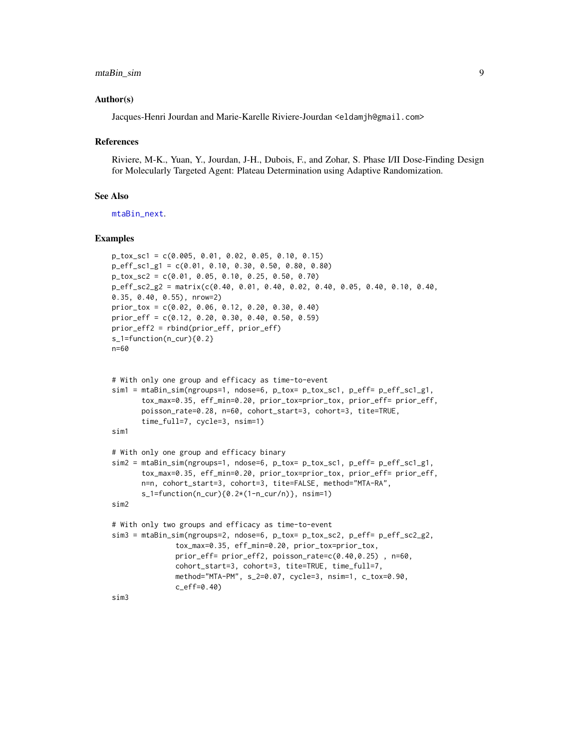## Author(s)

Jacques-Henri Jourdan and Marie-Karelle Riviere-Jourdan <eldamjh@gmail.com>

## References

Riviere, M-K., Yuan, Y., Jourdan, J-H., Dubois, F., and Zohar, S. Phase I/II Dose-Finding Design for Molecularly Targeted Agent: Plateau Determination using Adaptive Randomization.

## See Also

mtaBin_next.

## Examples

```
p_tox_sc1 = c(0.005, 0.01, 0.02, 0.05, 0.10, 0.15)
p_eff_sc1_g1 = c(0.01, 0.10, 0.30, 0.50, 0.80, 0.80)
p_tox_sc2 = c(0.01, 0.05, 0.10, 0.25, 0.50, 0.70)
p_eff_sc2_g2 = matrix(c(0.40, 0.01, 0.40, 0.02, 0.40, 0.05, 0.40, 0.10, 0.40,
0.35, 0.40, 0.55), nrow=2)
prior_tox = c(0.02, 0.06, 0.12, 0.20, 0.30, 0.40)
prior_eff = c(0.12, 0.20, 0.30, 0.40, 0.50, 0.59)
prior_eff2 = rbind(prior_eff, prior_eff)
s_1=function(n_cur){0.2}
n=60


# With only one group and efficacy as time-to-event
sim1 = mtaBin_sim(ngroups=1, ndose=6, p_tox= p_tox_sc1, p_eff= p_eff_sc1_g1,
       tox_max=0.35, eff_min=0.20, prior_tox=prior_tox, prior_eff= prior_eff,
       poisson_rate=0.28, n=60, cohort_start=3, cohort=3, tite=TRUE,
       time_full=7, cycle=3, nsim=1)
sim1

# With only one group and efficacy binary
sim2 = mtaBin_sim(ngroups=1, ndose=6, p_tox= p_tox_sc1, p_eff= p_eff_sc1_g1,
       tox_max=0.35, eff_min=0.20, prior_tox=prior_tox, prior_eff= prior_eff,
       n=n, cohort_start=3, cohort=3, tite=FALSE, method="MTA-RA",
       s_1=function(n_cur){0.2*(1-n_cur/n)}, nsim=1)
sim2

# With only two groups and efficacy as time-to-event
sim3 = mtaBin_sim(ngroups=2, ndose=6, p_tox= p_tox_sc2, p_eff= p_eff_sc2_g2,
               tox_max=0.35, eff_min=0.20, prior_tox=prior_tox,
               prior_eff= prior_eff2, poisson_rate=c(0.40,0.25) , n=60,
               cohort_start=3, cohort=3, tite=TRUE, time_full=7,
               method="MTA-PM", s_2=0.07, cycle=3, nsim=1, c_tox=0.90,
               c_eff=0.40)
sim3
```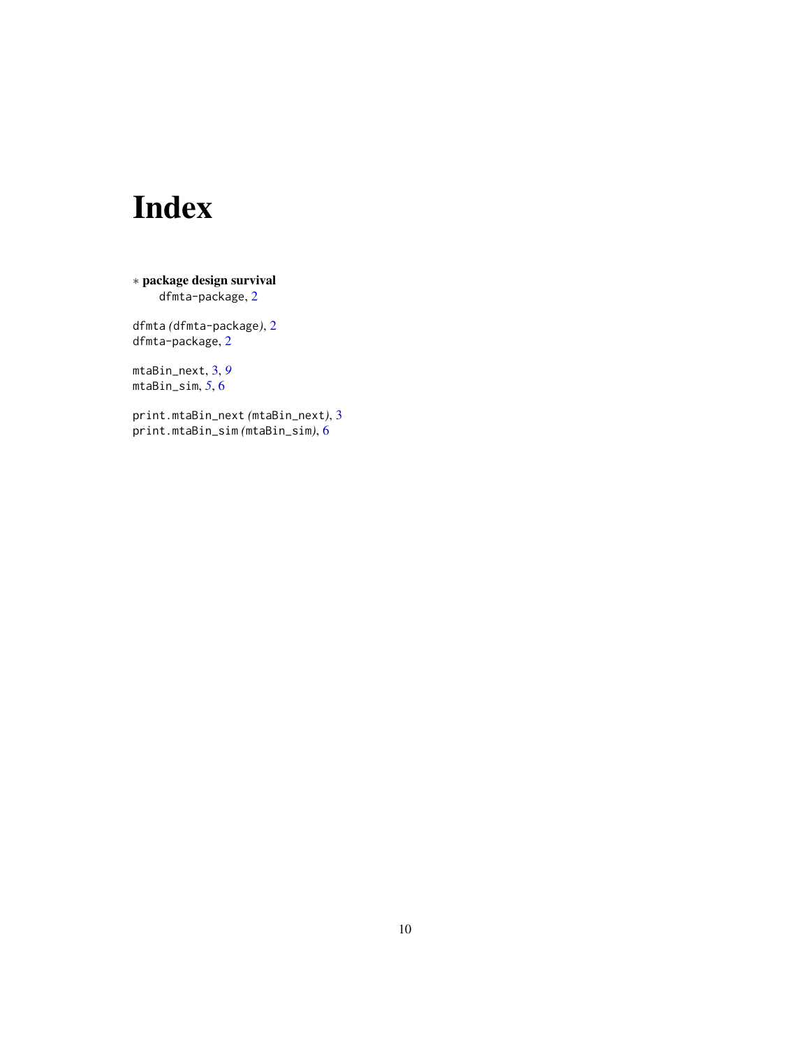# Index

∗ **package design survival**
    dfmta-package, 2

dfmta (dfmta-package), 2
dfmta-package, 2

mtaBin_next, 3, *9*
mtaBin_sim, *5*, 6

print.mtaBin_next (mtaBin_next), 3
print.mtaBin_sim (mtaBin_sim), 6